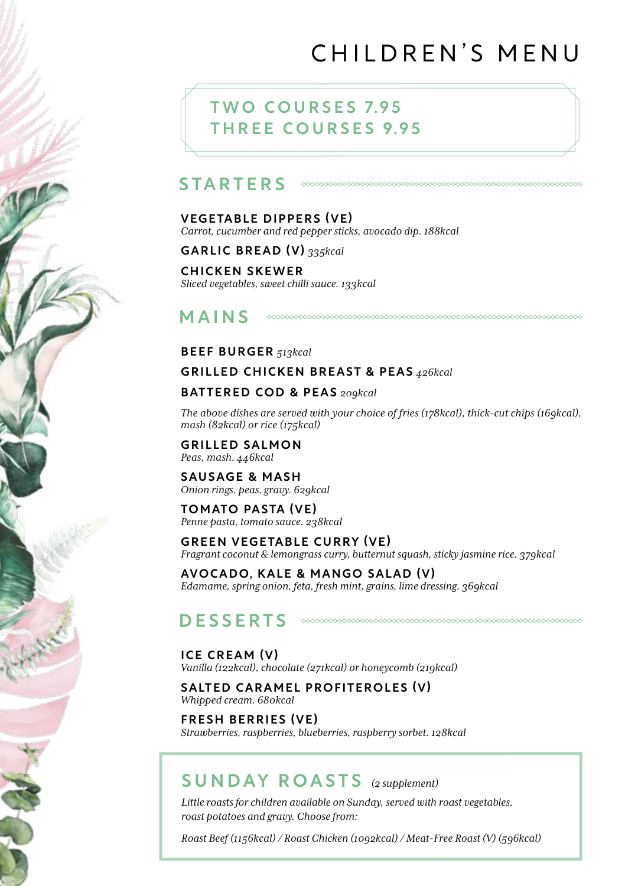# CHILDREN'S MENU

**TWO COURSES 7.95**
**THREE COURSES 9.95**

## STARTERS

**VEGETABLE DIPPERS (VE)**
*Carrot, cucumber and red pepper sticks, avocado dip. 188kcal*

**GARLIC BREAD (V)** *335kcal*

**CHICKEN SKEWER**
*Sliced vegetables, sweet chilli sauce. 133kcal*

## MAINS

**BEEF BURGER** *513kcal*

**GRILLED CHICKEN BREAST & PEAS** *426kcal*

**BATTERED COD & PEAS** *209kcal*

*The above dishes are served with your choice of fries (178kcal), thick-cut chips (169kcal), mash (82kcal) or rice (175kcal)*

**GRILLED SALMON**
*Peas, mash. 446kcal*

**SAUSAGE & MASH**
*Onion rings, peas, gravy. 629kcal*

**TOMATO PASTA (VE)**
*Penne pasta, tomato sauce. 238kcal*

**GREEN VEGETABLE CURRY (VE)**
*Fragrant coconut & lemongrass curry, butternut squash, sticky jasmine rice. 379kcal*

**AVOCADO, KALE & MANGO SALAD (V)**
*Edamame, spring onion, feta, fresh mint, grains, lime dressing. 369kcal*

## DESSERTS

**ICE CREAM (V)**
*Vanilla (122kcal), chocolate (271kcal) or honeycomb (219kcal)*

**SALTED CARAMEL PROFITEROLES (V)**
*Whipped cream. 680kcal*

**FRESH BERRIES (VE)**
*Strawberries, raspberries, blueberries, raspberry sorbet. 128kcal*

## SUNDAY ROASTS *(2 supplement)*

*Little roasts for children available on Sunday, served with roast vegetables, roast potatoes and gravy. Choose from:*

*Roast Beef (1156kcal) / Roast Chicken (1092kcal) / Meat-Free Roast (V) (596kcal)*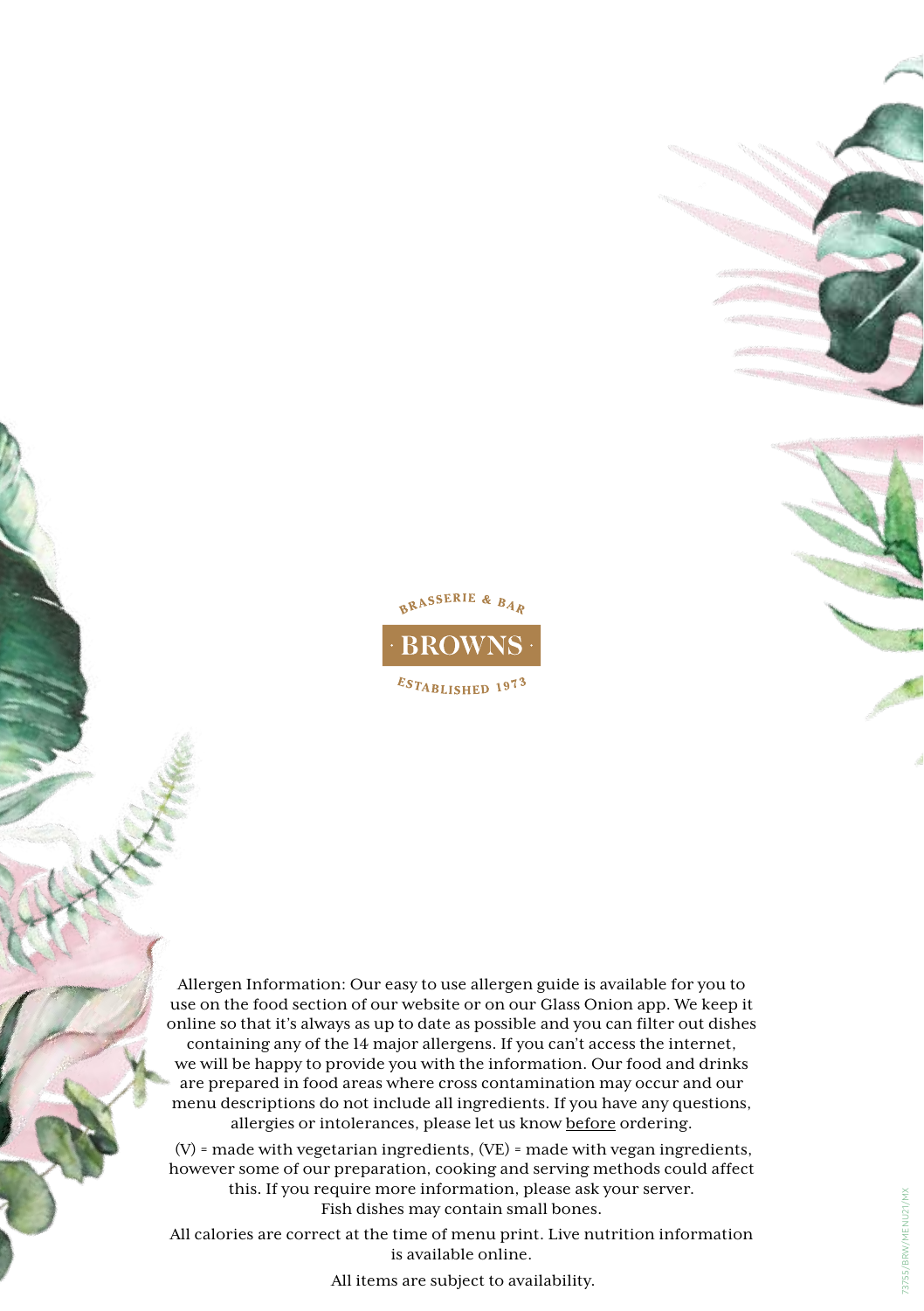BRASSERIE & BAR

**BROWNS**

ESTABLISHED 1973

Allergen Information: Our easy to use allergen guide is available for you to use on the food section of our website or on our Glass Onion app. We keep it online so that it's always as up to date as possible and you can filter out dishes containing any of the 14 major allergens. If you can't access the internet, we will be happy to provide you with the information. Our food and drinks are prepared in food areas where cross contamination may occur and our menu descriptions do not include all ingredients. If you have any questions, allergies or intolerances, please let us know before ordering.

(V) = made with vegetarian ingredients, (VE) = made with vegan ingredients, however some of our preparation, cooking and serving methods could affect this. If you require more information, please ask your server. Fish dishes may contain small bones.

All calories are correct at the time of menu print. Live nutrition information is available online.

All items are subject to availability.

73755/BRW/MENU21/MX